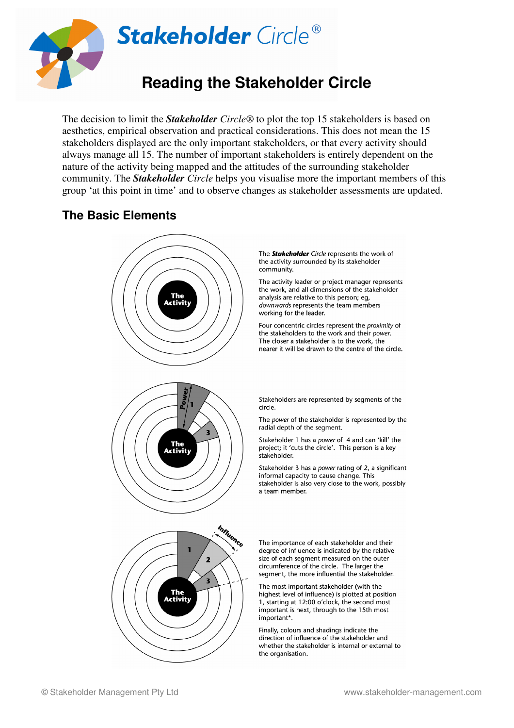# Stakeholder Circle®

## Reading the Stakeholder Circle

The decision to limit the ***Stakeholder*** *Circle*® to plot the top 15 stakeholders is based on aesthetics, empirical observation and practical considerations. This does not mean the 15 stakeholders displayed are the only important stakeholders, or that every activity should always manage all 15. The number of important stakeholders is entirely dependent on the nature of the activity being mapped and the attitudes of the surrounding stakeholder community. The ***Stakeholder*** *Circle* helps you visualise more the important members of this group 'at this point in time' and to observe changes as stakeholder assessments are updated.

## The Basic Elements

The ***Stakeholder*** *Circle* represents the work of the activity surrounded by its stakeholder community.

The activity leader or project manager represents the work, and all dimensions of the stakeholder analysis are relative to this person; eg, *downwards* represents the team members working for the leader.

Four concentric circles represent the *proximity* of the stakeholders to the work and their *power*. The closer a stakeholder is to the work, the nearer it will be drawn to the centre of the circle.

Stakeholders are represented by segments of the circle.

The *power* of the stakeholder is represented by the radial depth of the segment.

Stakeholder 1 has a *power* of 4 and can 'kill' the project; it 'cuts the circle'. This person is a key stakeholder.

Stakeholder 3 has a *power* rating of 2, a significant informal capacity to cause change. This stakeholder is also very close to the work, possibly a team member.

The importance of each stakeholder and their degree of influence is indicated by the relative size of each segment measured on the outer circumference of the circle. The larger the segment, the more influential the stakeholder.

The most important stakeholder (with the highest level of influence) is plotted at position 1, starting at 12:00 o'clock, the second most important is next, through to the 15th most important*.

Finally, colours and shadings indicate the direction of influence of the stakeholder and whether the stakeholder is internal or external to the organisation.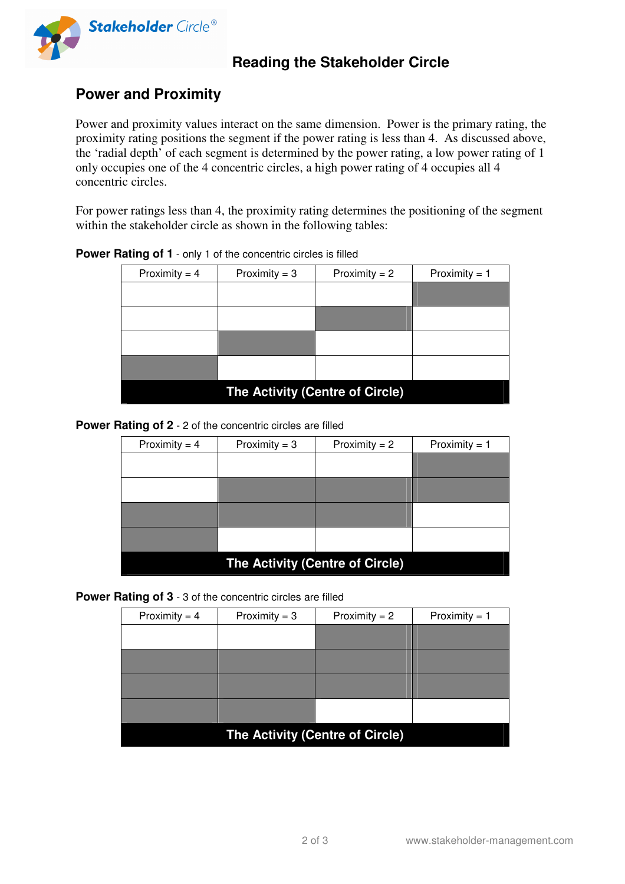## Power and Proximity

Power and proximity values interact on the same dimension. Power is the primary rating, the proximity rating positions the segment if the power rating is less than 4. As discussed above, the 'radial depth' of each segment is determined by the power rating, a low power rating of 1 only occupies one of the 4 concentric circles, a high power rating of 4 occupies all 4 concentric circles.

For power ratings less than 4, the proximity rating determines the positioning of the segment within the stakeholder circle as shown in the following tables:

**Power Rating of 1** - only 1 of the concentric circles is filled

| Proximity = 4 | Proximity = 3 | Proximity = 2 | Proximity = 1 |
|---|---|---|---|
| | | | |
| | | | |
| | | | |
| | | | |
| **The Activity (Centre of Circle)** | | | |

**Power Rating of 2** - 2 of the concentric circles are filled

| Proximity = 4 | Proximity = 3 | Proximity = 2 | Proximity = 1 |
|---|---|---|---|
| | | | |
| | | | |
| | | | |
| | | | |
| **The Activity (Centre of Circle)** | | | |

**Power Rating of 3** - 3 of the concentric circles are filled

| Proximity = 4 | Proximity = 3 | Proximity = 2 | Proximity = 1 |
|---|---|---|---|
| | | | |
| | | | |
| | | | |
| | | | |
| **The Activity (Centre of Circle)** | | | |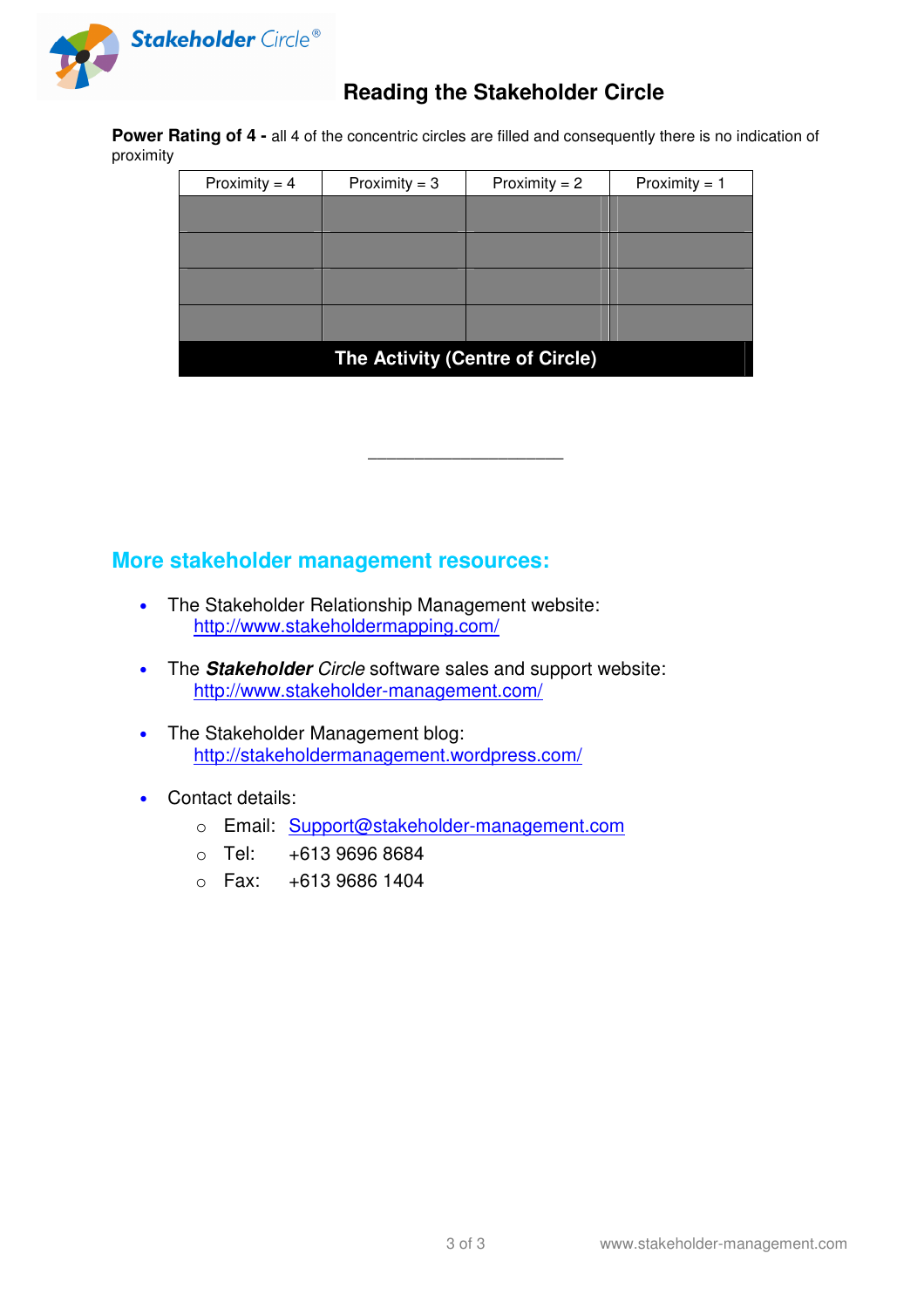# Reading the Stakeholder Circle

**Power Rating of 4 -** all 4 of the concentric circles are filled and consequently there is no indication of proximity

| Proximity = 4 | Proximity = 3 | Proximity = 2 | Proximity = 1 |
|---|---|---|---|
| | | | |
| | | | |
| | | | |
| | | | |
| **The Activity (Centre of Circle)** | | | |

---

## More stakeholder management resources:

- The Stakeholder Relationship Management website: http://www.stakeholdermapping.com/
- The ***Stakeholder*** *Circle* software sales and support website: http://www.stakeholder-management.com/
- The Stakeholder Management blog: http://stakeholdermanagement.wordpress.com/
- Contact details:
  - Email: Support@stakeholder-management.com
  - Tel: +613 9696 8684
  - Fax: +613 9686 1404